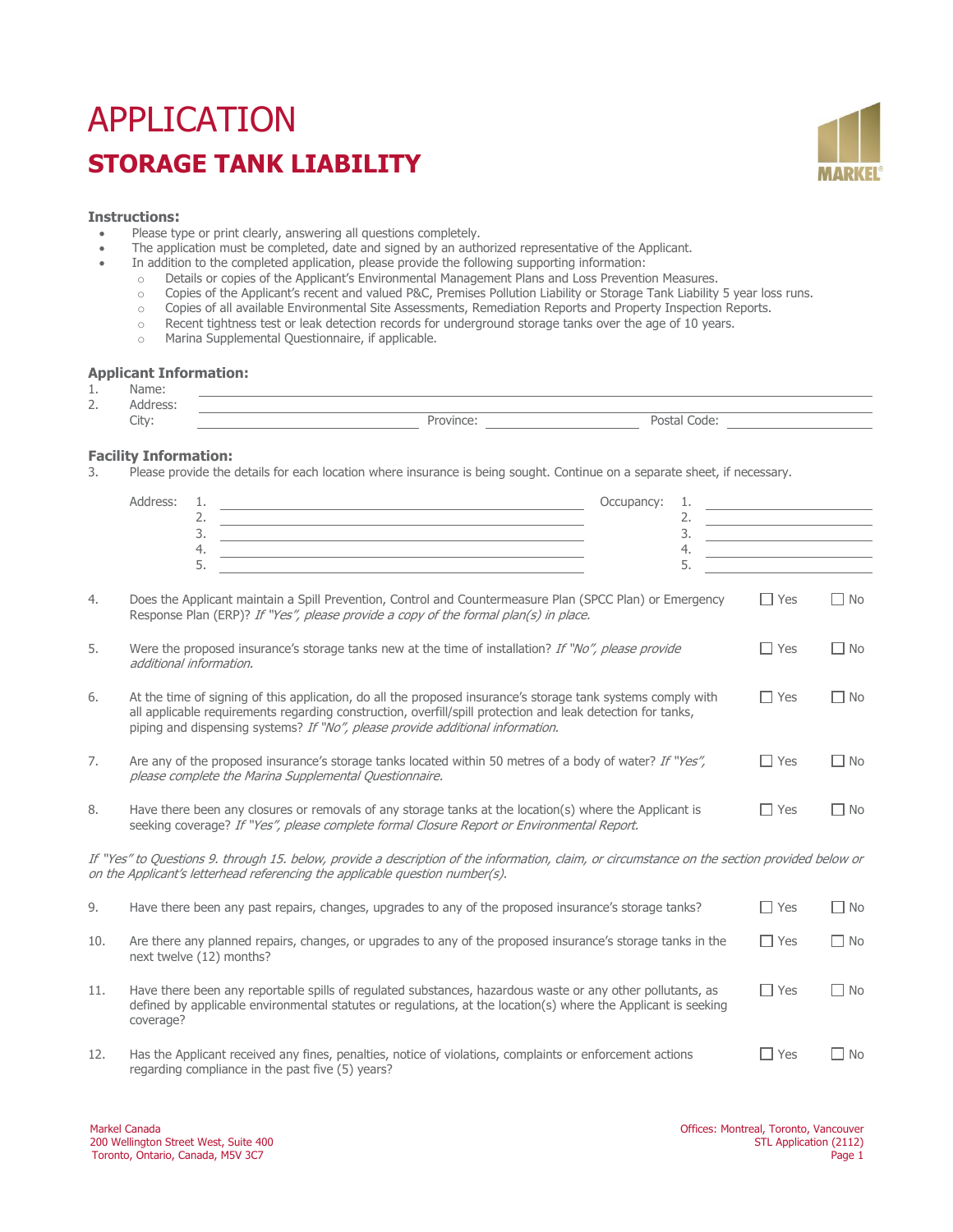# APPLICATION

## STORAGE TANK LIABILITY

MARKEL®

**Instructions:**

- Please type or print clearly, answering all questions completely.
- The application must be completed, date and signed by an authorized representative of the Applicant.
- In addition to the completed application, please provide the following supporting information:
  - Details or copies of the Applicant's Environmental Management Plans and Loss Prevention Measures.
  - Copies of the Applicant's recent and valued P&C, Premises Pollution Liability or Storage Tank Liability 5 year loss runs.
  - Copies of all available Environmental Site Assessments, Remediation Reports and Property Inspection Reports.
  - Recent tightness test or leak detection records for underground storage tanks over the age of 10 years.
  - Marina Supplemental Questionnaire, if applicable.

**Applicant Information:**

1. Name: ______________________________
2. Address: ______________________________
   City: ____________ Province: ____________ Postal Code: ____________

**Facility Information:**

3. Please provide the details for each location where insurance is being sought. Continue on a separate sheet, if necessary.

| Address: | | Occupancy: | |
|---|---|---|---|
| 1. | ______________ | 1. | ______________ |
| 2. | ______________ | 2. | ______________ |
| 3. | ______________ | 3. | ______________ |
| 4. | ______________ | 4. | ______________ |
| 5. | ______________ | 5. | ______________ |

4. Does the Applicant maintain a Spill Prevention, Control and Countermeasure Plan (SPCC Plan) or Emergency Response Plan (ERP)? *If "Yes", please provide a copy of the formal plan(s) in place.* ☐ Yes ☐ No

5. Were the proposed insurance's storage tanks new at the time of installation? *If "No", please provide additional information.* ☐ Yes ☐ No

6. At the time of signing of this application, do all the proposed insurance's storage tank systems comply with all applicable requirements regarding construction, overfill/spill protection and leak detection for tanks, piping and dispensing systems? *If "No", please provide additional information.* ☐ Yes ☐ No

7. Are any of the proposed insurance's storage tanks located within 50 metres of a body of water? *If "Yes", please complete the Marina Supplemental Questionnaire.* ☐ Yes ☐ No

8. Have there been any closures or removals of any storage tanks at the location(s) where the Applicant is seeking coverage? *If "Yes", please complete formal Closure Report or Environmental Report.* ☐ Yes ☐ No

*If "Yes" to Questions 9. through 15. below, provide a description of the information, claim, or circumstance on the section provided below or on the Applicant's letterhead referencing the applicable question number(s).*

9. Have there been any past repairs, changes, upgrades to any of the proposed insurance's storage tanks? ☐ Yes ☐ No

10. Are there any planned repairs, changes, or upgrades to any of the proposed insurance's storage tanks in the next twelve (12) months? ☐ Yes ☐ No

11. Have there been any reportable spills of regulated substances, hazardous waste or any other pollutants, as defined by applicable environmental statutes or regulations, at the location(s) where the Applicant is seeking coverage? ☐ Yes ☐ No

12. Has the Applicant received any fines, penalties, notice of violations, complaints or enforcement actions regarding compliance in the past five (5) years? ☐ Yes ☐ No

Markel Canada
200 Wellington Street West, Suite 400
Toronto, Ontario, Canada, M5V 3C7

Offices: Montreal, Toronto, Vancouver
STL Application (2112)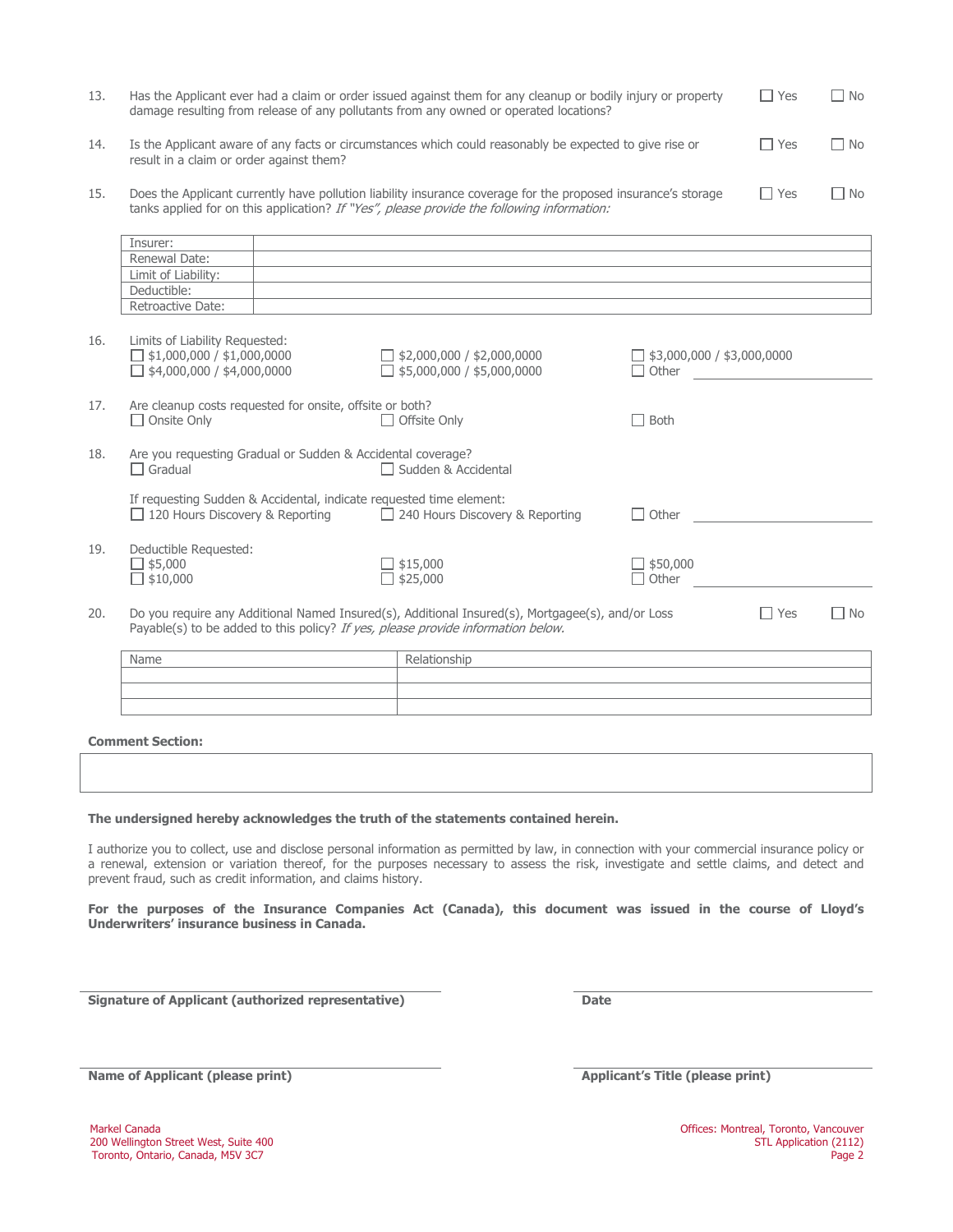13. Has the Applicant ever had a claim or order issued against them for any cleanup or bodily injury or property damage resulting from release of any pollutants from any owned or operated locations? ☐ Yes ☐ No

14. Is the Applicant aware of any facts or circumstances which could reasonably be expected to give rise or result in a claim or order against them? ☐ Yes ☐ No

15. Does the Applicant currently have pollution liability insurance coverage for the proposed insurance's storage tanks applied for on this application? *If "Yes", please provide the following information:* ☐ Yes ☐ No

| Insurer: | |
|---|---|
| Renewal Date: | |
| Limit of Liability: | |
| Deductible: | |
| Retroactive Date: | |

16. Limits of Liability Requested:
☐ $1,000,000 / $1,000,0000 ☐ $2,000,000 / $2,000,0000 ☐ $3,000,000 / $3,000,0000
☐ $4,000,000 / $4,000,0000 ☐ $5,000,000 / $5,000,0000 ☐ Other ______________

17. Are cleanup costs requested for onsite, offsite or both?
☐ Onsite Only ☐ Offsite Only ☐ Both

18. Are you requesting Gradual or Sudden & Accidental coverage?
☐ Gradual ☐ Sudden & Accidental

If requesting Sudden & Accidental, indicate requested time element:
☐ 120 Hours Discovery & Reporting ☐ 240 Hours Discovery & Reporting ☐ Other ______________

19. Deductible Requested:
☐ $5,000 ☐ $15,000 ☐ $50,000
☐ $10,000 ☐ $25,000 ☐ Other ______________

20. Do you require any Additional Named Insured(s), Additional Insured(s), Mortgagee(s), and/or Loss Payable(s) to be added to this policy? *If yes, please provide information below.* ☐ Yes ☐ No

| Name | Relationship |
|---|---|
| | |
| | |
| | |

**Comment Section:**

| |
|---|
| |

**The undersigned hereby acknowledges the truth of the statements contained herein.**

I authorize you to collect, use and disclose personal information as permitted by law, in connection with your commercial insurance policy or a renewal, extension or variation thereof, for the purposes necessary to assess the risk, investigate and settle claims, and detect and prevent fraud, such as credit information, and claims history.

**For the purposes of the Insurance Companies Act (Canada), this document was issued in the course of Lloyd's Underwriters' insurance business in Canada.**

______________________________ ______________________________
**Signature of Applicant (authorized representative)** **Date**

______________________________ ______________________________
**Name of Applicant (please print)** **Applicant's Title (please print)**

Markel Canada
200 Wellington Street West, Suite 400
Toronto, Ontario, Canada, M5V 3C7

Offices: Montreal, Toronto, Vancouver
STL Application (2112)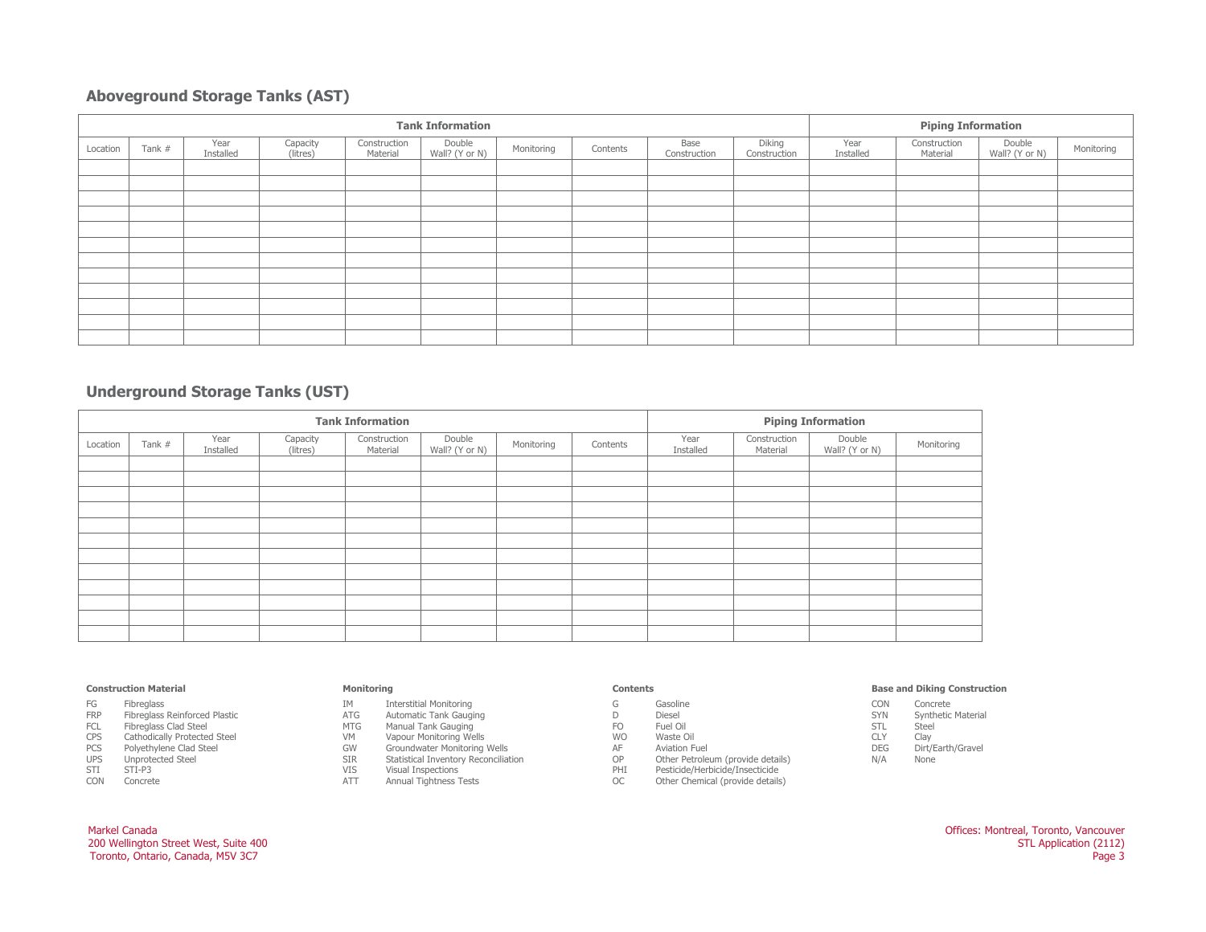## Aboveground Storage Tanks (AST)

| Tank Information | | | | | | | | | | Piping Information | | | |
|---|---|---|---|---|---|---|---|---|---|---|---|---|---|
| Location | Tank # | Year Installed | Capacity (litres) | Construction Material | Double Wall? (Y or N) | Monitoring | Contents | Base Construction | Diking Construction | Year Installed | Construction Material | Double Wall? (Y or N) | Monitoring |
| | | | | | | | | | | | | | |
| | | | | | | | | | | | | | |
| | | | | | | | | | | | | | |
| | | | | | | | | | | | | | |
| | | | | | | | | | | | | | |
| | | | | | | | | | | | | | |
| | | | | | | | | | | | | | |
| | | | | | | | | | | | | | |
| | | | | | | | | | | | | | |
| | | | | | | | | | | | | | |
| | | | | | | | | | | | | | |
| | | | | | | | | | | | | | |

## Underground Storage Tanks (UST)

| Tank Information | | | | | | | | Piping Information | | | |
|---|---|---|---|---|---|---|---|---|---|---|---|
| Location | Tank # | Year Installed | Capacity (litres) | Construction Material | Double Wall? (Y or N) | Monitoring | Contents | Year Installed | Construction Material | Double Wall? (Y or N) | Monitoring |
| | | | | | | | | | | | |
| | | | | | | | | | | | |
| | | | | | | | | | | | |
| | | | | | | | | | | | |
| | | | | | | | | | | | |
| | | | | | | | | | | | |
| | | | | | | | | | | | |
| | | | | | | | | | | | |
| | | | | | | | | | | | |
| | | | | | | | | | | | |
| | | | | | | | | | | | |
| | | | | | | | | | | | |

**Construction Material**

| | |
|---|---|
| FG | Fibreglass |
| FRP | Fibreglass Reinforced Plastic |
| FCL | Fibreglass Clad Steel |
| CPS | Cathodically Protected Steel |
| PCS | Polyethylene Clad Steel |
| UPS | Unprotected Steel |
| STI | STI-P3 |
| CON | Concrete |

**Monitoring**

| | |
|---|---|
| IM | Interstitial Monitoring |
| ATG | Automatic Tank Gauging |
| MTG | Manual Tank Gauging |
| VM | Vapour Monitoring Wells |
| GW | Groundwater Monitoring Wells |
| SIR | Statistical Inventory Reconciliation |
| VIS | Visual Inspections |
| ATT | Annual Tightness Tests |

**Contents**

| | |
|---|---|
| G | Gasoline |
| D | Diesel |
| FO | Fuel Oil |
| WO | Waste Oil |
| AF | Aviation Fuel |
| OP | Other Petroleum (provide details) |
| PHI | Pesticide/Herbicide/Insecticide |
| OC | Other Chemical (provide details) |

**Base and Diking Construction**

| | |
|---|---|
| CON | Concrete |
| SYN | Synthetic Material |
| STL | Steel |
| CLY | Clay |
| DEG | Dirt/Earth/Gravel |
| N/A | None |

Markel Canada
200 Wellington Street West, Suite 400
Toronto, Ontario, Canada, M5V 3C7

Offices: Montreal, Toronto, Vancouver
STL Application (2112)